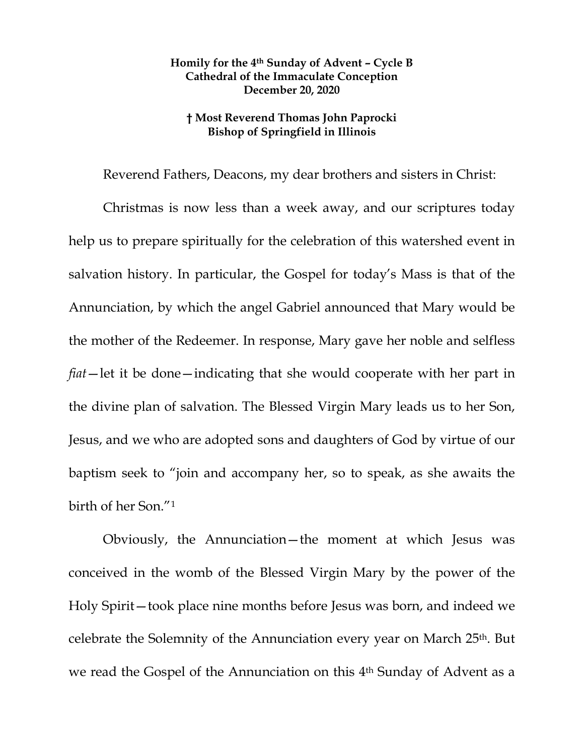**Homily for the 4th Sunday of Advent – Cycle B**
**Cathedral of the Immaculate Conception**
**December 20, 2020**

**† Most Reverend Thomas John Paprocki**
**Bishop of Springfield in Illinois**

Reverend Fathers, Deacons, my dear brothers and sisters in Christ:

Christmas is now less than a week away, and our scriptures today help us to prepare spiritually for the celebration of this watershed event in salvation history. In particular, the Gospel for today's Mass is that of the Annunciation, by which the angel Gabriel announced that Mary would be the mother of the Redeemer. In response, Mary gave her noble and selfless *fiat*—let it be done—indicating that she would cooperate with her part in the divine plan of salvation. The Blessed Virgin Mary leads us to her Son, Jesus, and we who are adopted sons and daughters of God by virtue of our baptism seek to "join and accompany her, so to speak, as she awaits the birth of her Son."[1]

Obviously, the Annunciation—the moment at which Jesus was conceived in the womb of the Blessed Virgin Mary by the power of the Holy Spirit—took place nine months before Jesus was born, and indeed we celebrate the Solemnity of the Annunciation every year on March 25th. But we read the Gospel of the Annunciation on this 4th Sunday of Advent as a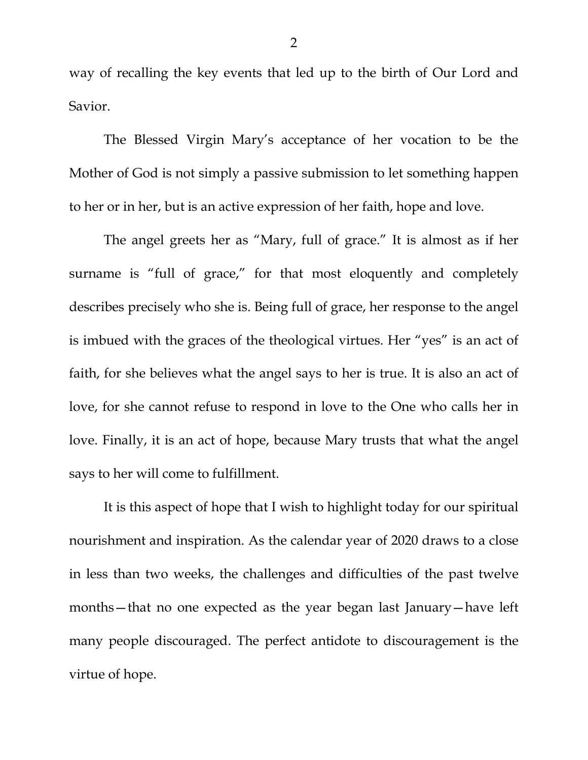way of recalling the key events that led up to the birth of Our Lord and Savior.

The Blessed Virgin Mary's acceptance of her vocation to be the Mother of God is not simply a passive submission to let something happen to her or in her, but is an active expression of her faith, hope and love.

The angel greets her as "Mary, full of grace." It is almost as if her surname is "full of grace," for that most eloquently and completely describes precisely who she is. Being full of grace, her response to the angel is imbued with the graces of the theological virtues. Her "yes" is an act of faith, for she believes what the angel says to her is true. It is also an act of love, for she cannot refuse to respond in love to the One who calls her in love. Finally, it is an act of hope, because Mary trusts that what the angel says to her will come to fulfillment.

It is this aspect of hope that I wish to highlight today for our spiritual nourishment and inspiration. As the calendar year of 2020 draws to a close in less than two weeks, the challenges and difficulties of the past twelve months—that no one expected as the year began last January—have left many people discouraged. The perfect antidote to discouragement is the virtue of hope.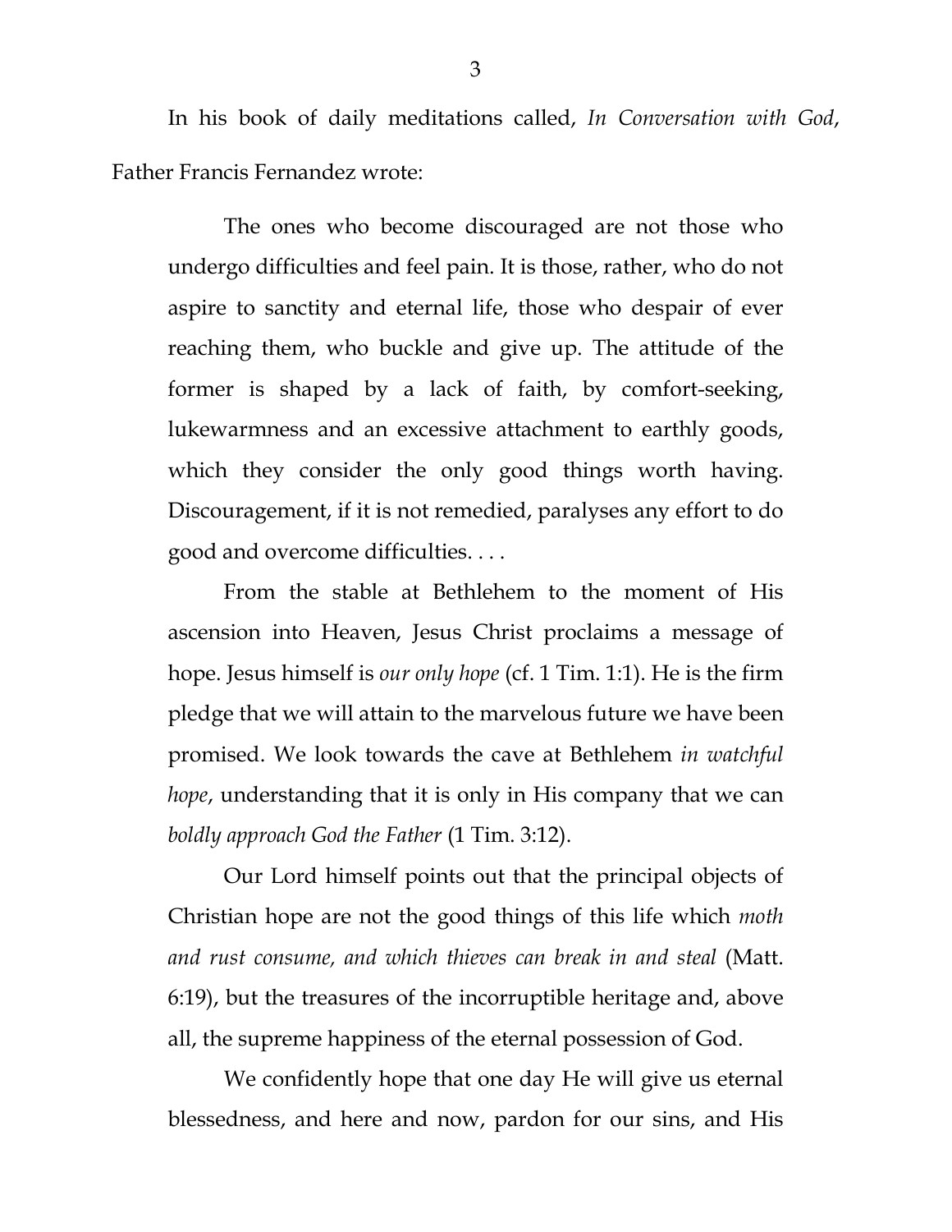In his book of daily meditations called, *In Conversation with God*, Father Francis Fernandez wrote:

> The ones who become discouraged are not those who undergo difficulties and feel pain. It is those, rather, who do not aspire to sanctity and eternal life, those who despair of ever reaching them, who buckle and give up. The attitude of the former is shaped by a lack of faith, by comfort-seeking, lukewarmness and an excessive attachment to earthly goods, which they consider the only good things worth having. Discouragement, if it is not remedied, paralyses any effort to do good and overcome difficulties. . . .
>
> From the stable at Bethlehem to the moment of His ascension into Heaven, Jesus Christ proclaims a message of hope. Jesus himself is *our only hope* (cf. 1 Tim. 1:1). He is the firm pledge that we will attain to the marvelous future we have been promised. We look towards the cave at Bethlehem *in watchful hope*, understanding that it is only in His company that we can *boldly approach God the Father* (1 Tim. 3:12).
>
> Our Lord himself points out that the principal objects of Christian hope are not the good things of this life which *moth and rust consume, and which thieves can break in and steal* (Matt. 6:19), but the treasures of the incorruptible heritage and, above all, the supreme happiness of the eternal possession of God.
>
> We confidently hope that one day He will give us eternal blessedness, and here and now, pardon for our sins, and His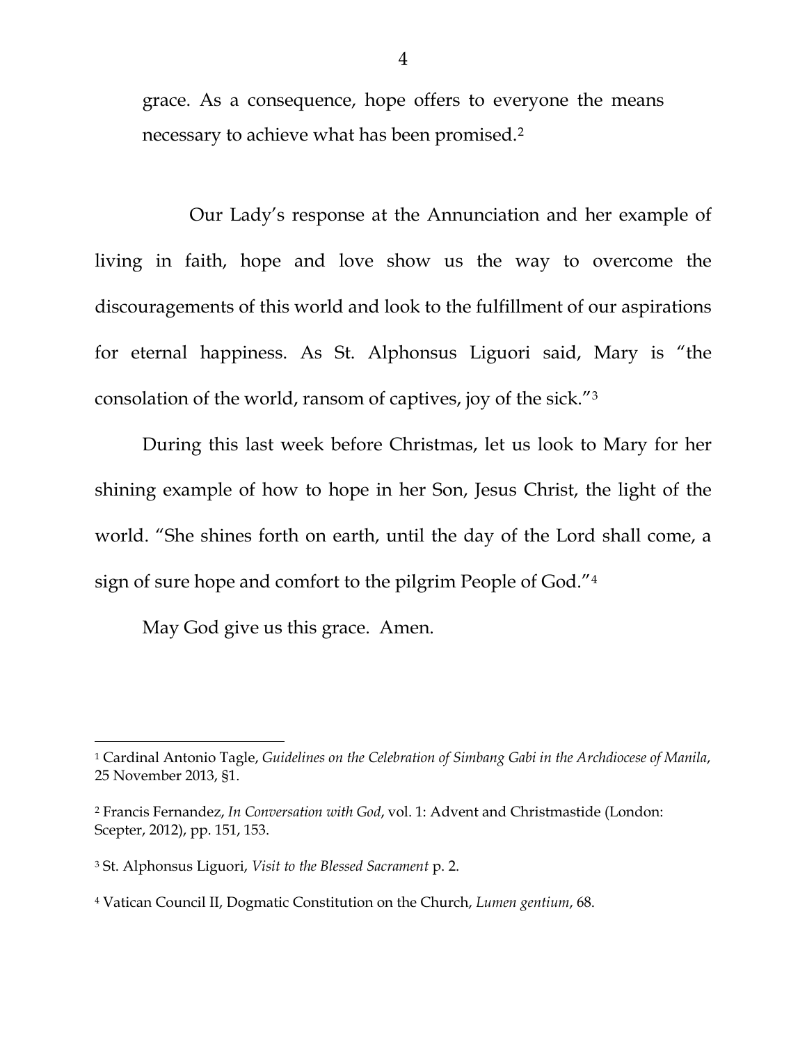grace. As a consequence, hope offers to everyone the means necessary to achieve what has been promised.[2]

Our Lady's response at the Annunciation and her example of living in faith, hope and love show us the way to overcome the discouragements of this world and look to the fulfillment of our aspirations for eternal happiness. As St. Alphonsus Liguori said, Mary is "the consolation of the world, ransom of captives, joy of the sick."[3]

During this last week before Christmas, let us look to Mary for her shining example of how to hope in her Son, Jesus Christ, the light of the world. "She shines forth on earth, until the day of the Lord shall come, a sign of sure hope and comfort to the pilgrim People of God."[4]

May God give us this grace. Amen.

---

[1] Cardinal Antonio Tagle, *Guidelines on the Celebration of Simbang Gabi in the Archdiocese of Manila*, 25 November 2013, §1.

[2] Francis Fernandez, *In Conversation with God*, vol. 1: Advent and Christmastide (London: Scepter, 2012), pp. 151, 153.

[3] St. Alphonsus Liguori, *Visit to the Blessed Sacrament* p. 2.

[4] Vatican Council II, Dogmatic Constitution on the Church, *Lumen gentium*, 68.